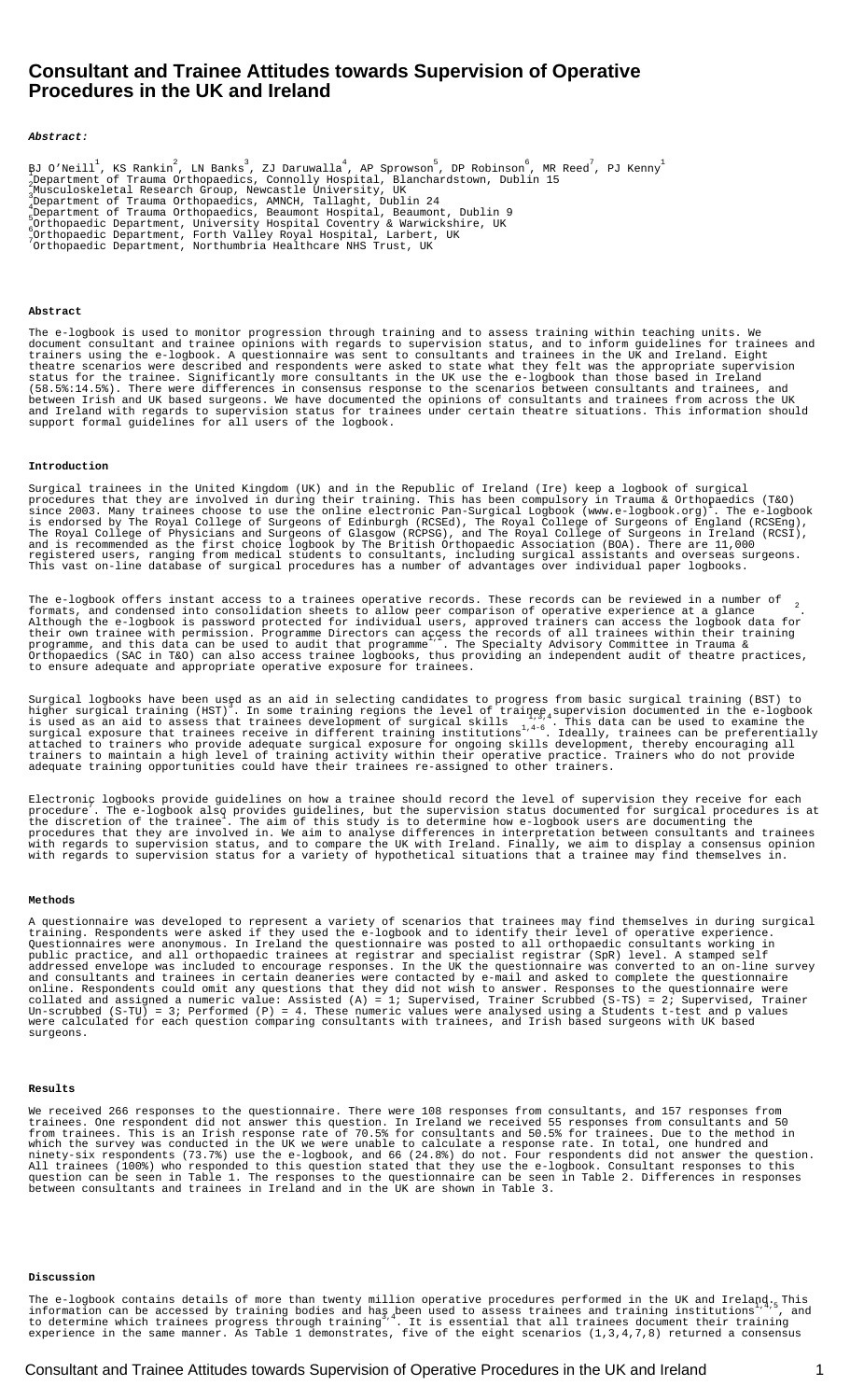# Consultant and Trainee Attitudes towards Supervision of Operative Procedures in the UK and Ireland

***Abstract:***

BJ O'Neill[1], KS Rankin[2], LN Banks[3], ZJ Daruwalla[4], AP Sprowson[5], DP Robinson[6], MR Reed[7], PJ Kenny[1]

[1]Department of Trauma Orthopaedics, Connolly Hospital, Blanchardstown, Dublin 15
[2]Musculoskeletal Research Group, Newcastle University, UK
[3]Department of Trauma Orthopaedics, AMNCH, Tallaght, Dublin 24
[4]Department of Trauma Orthopaedics, Beaumont Hospital, Beaumont, Dublin 9
[5]Orthopaedic Department, University Hospital Coventry & Warwickshire, UK
[6]Orthopaedic Department, Forth Valley Royal Hospital, Larbert, UK
[7]Orthopaedic Department, Northumbria Healthcare NHS Trust, UK

**Abstract**

The e-logbook is used to monitor progression through training and to assess training within teaching units. We document consultant and trainee opinions with regards to supervision status, and to inform guidelines for trainees and trainers using the e-logbook. A questionnaire was sent to consultants and trainees in the UK and Ireland. Eight theatre scenarios were described and respondents were asked to state what they felt was the appropriate supervision status for the trainee. Significantly more consultants in the UK use the e-logbook than those based in Ireland (58.5%:14.5%). There were differences in consensus response to the scenarios between consultants and trainees, and between Irish and UK based surgeons. We have documented the opinions of consultants and trainees from across the UK and Ireland with regards to supervision status for trainees under certain theatre situations. This information should support formal guidelines for all users of the logbook.

**Introduction**

Surgical trainees in the United Kingdom (UK) and in the Republic of Ireland (Ire) keep a logbook of surgical procedures that they are involved in during their training. This has been compulsory in Trauma & Orthopaedics (T&O) since 2003. Many trainees choose to use the online electronic Pan-Surgical Logbook (www.e-logbook.org)[1]. The e-logbook is endorsed by The Royal College of Surgeons of Edinburgh (RCSEd), The Royal College of Surgeons of England (RCSEng), The Royal College of Physicians and Surgeons of Glasgow (RCPSG), and The Royal College of Surgeons in Ireland (RCSI), and is recommended as the first choice logbook by The British Orthopaedic Association (BOA). There are 11,000 registered users, ranging from medical students to consultants, including surgical assistants and overseas surgeons. This vast on-line database of surgical procedures has a number of advantages over individual paper logbooks.

The e-logbook offers instant access to a trainees operative records. These records can be reviewed in a number of formats, and condensed into consolidation sheets to allow peer comparison of operative experience at a glance [2]. Although the e-logbook is password protected for individual users, approved trainers can access the logbook data for their own trainee with permission. Programme Directors can access the records of all trainees within their training programme, and this data can be used to audit that programme[1,2]. The Specialty Advisory Committee in Trauma & Orthopaedics (SAC in T&O) can also access trainee logbooks, thus providing an independent audit of theatre practices, to ensure adequate and appropriate operative exposure for trainees.

Surgical logbooks have been used as an aid in selecting candidates to progress from basic surgical training (BST) to higher surgical training (HST)[3]. In some training regions the level of trainee supervision documented in the e-logbook is used as an aid to assess that trainees development of surgical skills [1,3,4]. This data can be used to examine the surgical exposure that trainees receive in different training institutions[1,4-6]. Ideally, trainees can be preferentially attached to trainers who provide adequate surgical exposure for ongoing skills development, thereby encouraging all trainers to maintain a high level of training activity within their operative practice. Trainers who do not provide adequate training opportunities could have their trainees re-assigned to other trainers.

Electronic logbooks provide guidelines on how a trainee should record the level of supervision they receive for each procedure[7]. The e-logbook also provides guidelines, but the supervision status documented for surgical procedures is at the discretion of the trainee[1]. The aim of this study is to determine how e-logbook users are documenting the procedures that they are involved in. We aim to analyse differences in interpretation between consultants and trainees with regards to supervision status, and to compare the UK with Ireland. Finally, we aim to display a consensus opinion with regards to supervision status for a variety of hypothetical situations that a trainee may find themselves in.

**Methods**

A questionnaire was developed to represent a variety of scenarios that trainees may find themselves in during surgical training. Respondents were asked if they used the e-logbook and to identify their level of operative experience. Questionnaires were anonymous. In Ireland the questionnaire was posted to all orthopaedic consultants working in public practice, and all orthopaedic trainees at registrar and specialist registrar (SpR) level. A stamped self addressed envelope was included to encourage responses. In the UK the questionnaire was converted to an on-line survey and consultants and trainees in certain deaneries were contacted by e-mail and asked to complete the questionnaire online. Respondents could omit any questions that they did not wish to answer. Responses to the questionnaire were collated and assigned a numeric value: Assisted (A) = 1; Supervised, Trainer Scrubbed (S-TS) = 2; Supervised, Trainer Un-scrubbed (S-TU) = 3; Performed (P) = 4. These numeric values were analysed using a Students t-test and p values were calculated for each question comparing consultants with trainees, and Irish based surgeons with UK based surgeons.

**Results**

We received 266 responses to the questionnaire. There were 108 responses from consultants, and 157 responses from trainees. One respondent did not answer this question. In Ireland we received 55 responses from consultants and 50 from trainees. This is an Irish response rate of 70.5% for consultants and 50.5% for trainees. Due to the method in which the survey was conducted in the UK we were unable to calculate a response rate. In total, one hundred and ninety-six respondents (73.7%) use the e-logbook, and 66 (24.8%) do not. Four respondents did not answer the question. All trainees (100%) who responded to this question stated that they use the e-logbook. Consultant responses to this question can be seen in Table 1. The responses to the questionnaire can be seen in Table 2. Differences in responses between consultants and trainees in Ireland and in the UK are shown in Table 3.

**Discussion**

The e-logbook contains details of more than twenty million operative procedures performed in the UK and Ireland. This information can be accessed by training bodies and has been used to assess trainees and training institutions[1,4,5], and to determine which trainees progress through training[3,4]. It is essential that all trainees document their training experience in the same manner. As Table 1 demonstrates, five of the eight scenarios (1,3,4,7,8) returned a consensus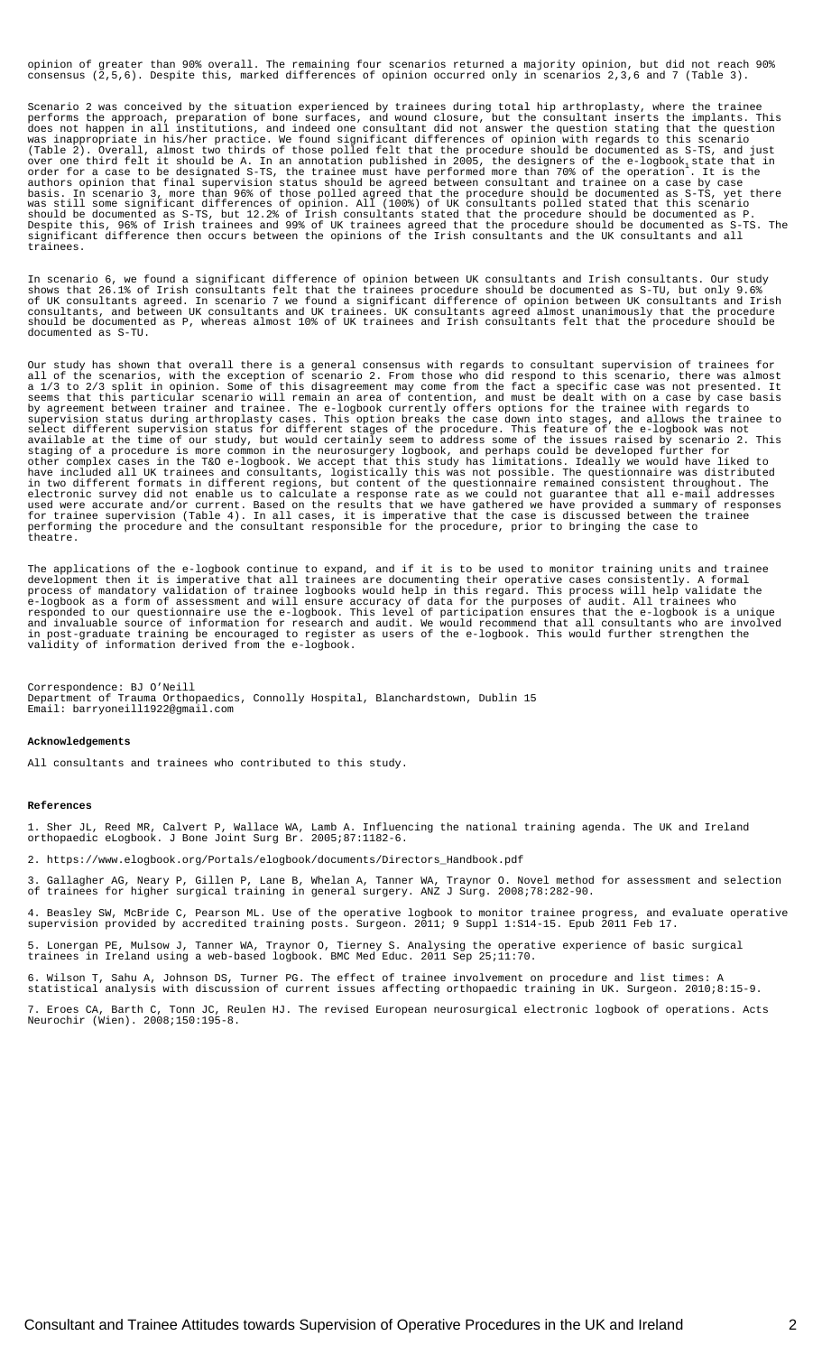opinion of greater than 90% overall. The remaining four scenarios returned a majority opinion, but did not reach 90% consensus (2,5,6). Despite this, marked differences of opinion occurred only in scenarios 2,3,6 and 7 (Table 3).

Scenario 2 was conceived by the situation experienced by trainees during total hip arthroplasty, where the trainee performs the approach, preparation of bone surfaces, and wound closure, but the consultant inserts the implants. This does not happen in all institutions, and indeed one consultant did not answer the question stating that the question was inappropriate in his/her practice. We found significant differences of opinion with regards to this scenario (Table 2). Overall, almost two thirds of those polled felt that the procedure should be documented as S-TS, and just over one third felt it should be A. In an annotation published in 2005, the designers of the e-logbook[1] state that in order for a case to be designated S-TS, the trainee must have performed more than 70% of the operation. It is the authors opinion that final supervision status should be agreed between consultant and trainee on a case by case basis. In scenario 3, more than 96% of those polled agreed that the procedure should be documented as S-TS, yet there was still some significant differences of opinion. All (100%) of UK consultants polled stated that this scenario should be documented as S-TS, but 12.2% of Irish consultants stated that the procedure should be documented as P. Despite this, 96% of Irish trainees and 99% of UK trainees agreed that the procedure should be documented as S-TS. The significant difference then occurs between the opinions of the Irish consultants and the UK consultants and all trainees.

In scenario 6, we found a significant difference of opinion between UK consultants and Irish consultants. Our study shows that 26.1% of Irish consultants felt that the trainees procedure should be documented as S-TU, but only 9.6% of UK consultants agreed. In scenario 7 we found a significant difference of opinion between UK consultants and Irish consultants, and between UK consultants and UK trainees. UK consultants agreed almost unanimously that the procedure should be documented as P, whereas almost 10% of UK trainees and Irish consultants felt that the procedure should be documented as S-TU.

Our study has shown that overall there is a general consensus with regards to consultant supervision of trainees for all of the scenarios, with the exception of scenario 2. From those who did respond to this scenario, there was almost a 1/3 to 2/3 split in opinion. Some of this disagreement may come from the fact a specific case was not presented. It seems that this particular scenario will remain an area of contention, and must be dealt with on a case by case basis by agreement between trainer and trainee. The e-logbook currently offers options for the trainee with regards to supervision status during arthroplasty cases. This option breaks the case down into stages, and allows the trainee to select different supervision status for different stages of the procedure. This feature of the e-logbook was not available at the time of our study, but would certainly seem to address some of the issues raised by scenario 2. This staging of a procedure is more common in the neurosurgery logbook, and perhaps could be developed further for other complex cases in the T&O e-logbook. We accept that this study has limitations. Ideally we would have liked to have included all UK trainees and consultants, logistically this was not possible. The questionnaire was distributed in two different formats in different regions, but content of the questionnaire remained consistent throughout. The electronic survey did not enable us to calculate a response rate as we could not guarantee that all e-mail addresses used were accurate and/or current. Based on the results that we have gathered we have provided a summary of responses for trainee supervision (Table 4). In all cases, it is imperative that the case is discussed between the trainee performing the procedure and the consultant responsible for the procedure, prior to bringing the case to theatre.

The applications of the e-logbook continue to expand, and if it is to be used to monitor training units and trainee development then it is imperative that all trainees are documenting their operative cases consistently. A formal process of mandatory validation of trainee logbooks would help in this regard. This process will help validate the e-logbook as a form of assessment and will ensure accuracy of data for the purposes of audit. All trainees who responded to our questionnaire use the e-logbook. This level of participation ensures that the e-logbook is a unique and invaluable source of information for research and audit. We would recommend that all consultants who are involved in post-graduate training be encouraged to register as users of the e-logbook. This would further strengthen the validity of information derived from the e-logbook.

Correspondence: BJ O'Neill
Department of Trauma Orthopaedics, Connolly Hospital, Blanchardstown, Dublin 15
Email: barryoneill1922@gmail.com

**Acknowledgements**

All consultants and trainees who contributed to this study.

**References**

1. Sher JL, Reed MR, Calvert P, Wallace WA, Lamb A. Influencing the national training agenda. The UK and Ireland orthopaedic eLogbook. J Bone Joint Surg Br. 2005;87:1182-6.

2. https://www.elogbook.org/Portals/elogbook/documents/Directors_Handbook.pdf

3. Gallagher AG, Neary P, Gillen P, Lane B, Whelan A, Tanner WA, Traynor O. Novel method for assessment and selection of trainees for higher surgical training in general surgery. ANZ J Surg. 2008;78:282-90.

4. Beasley SW, McBride C, Pearson ML. Use of the operative logbook to monitor trainee progress, and evaluate operative supervision provided by accredited training posts. Surgeon. 2011; 9 Suppl 1:S14-15. Epub 2011 Feb 17.

5. Lonergan PE, Mulsow J, Tanner WA, Traynor O, Tierney S. Analysing the operative experience of basic surgical trainees in Ireland using a web-based logbook. BMC Med Educ. 2011 Sep 25;11:70.

6. Wilson T, Sahu A, Johnson DS, Turner PG. The effect of trainee involvement on procedure and list times: A statistical analysis with discussion of current issues affecting orthopaedic training in UK. Surgeon. 2010;8:15-9.

7. Eroes CA, Barth C, Tonn JC, Reulen HJ. The revised European neurosurgical electronic logbook of operations. Acts Neurochir (Wien). 2008;150:195-8.